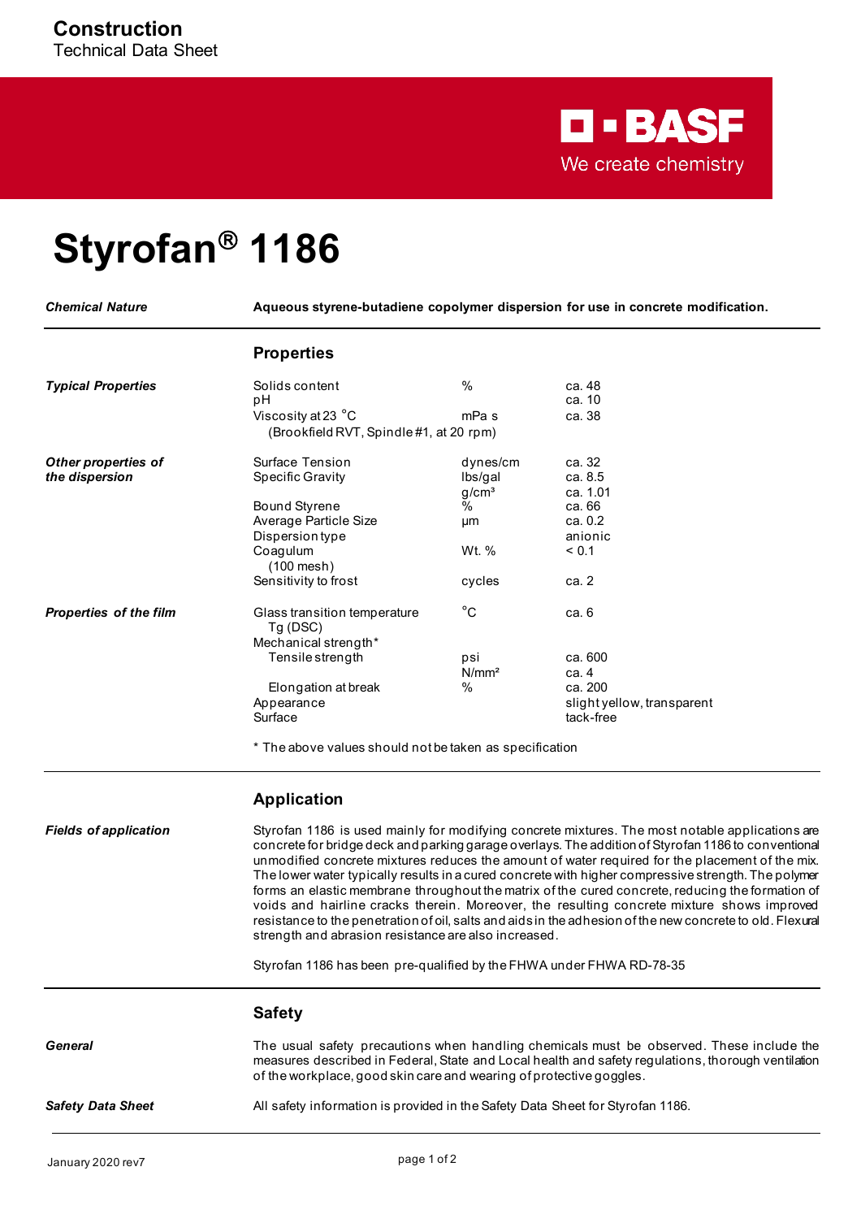**Construction**
Technical Data Sheet

BASF
We create chemistry

# Styrofan® 1186

| | |
|---|---|
| ***Chemical Nature*** | **Aqueous styrene-butadiene copolymer dispersion for use in concrete modification.** |

## Properties

| | | | |
|---|---|---|---|
| ***Typical Properties*** | Solids content | % | ca. 48 |
| | pH | | ca. 10 |
| | Viscosity at 23 °C (Brookfield RVT, Spindle #1, at 20 rpm) | mPa s | ca. 38 |
| ***Other properties of the dispersion*** | Surface Tension | dynes/cm | ca. 32 |
| | Specific Gravity | lbs/gal | ca. 8.5 |
| | | g/cm³ | ca. 1.01 |
| | Bound Styrene | % | ca. 66 |
| | Average Particle Size | µm | ca. 0.2 |
| | Dispersion type | | anionic |
| | Coagulum (100 mesh) | Wt. % | < 0.1 |
| | Sensitivity to frost | cycles | ca. 2 |
| ***Properties of the film*** | Glass transition temperature Tg (DSC) | °C | ca. 6 |
| | Mechanical strength* | | |
| | Tensile strength | psi | ca. 600 |
| | | N/mm² | ca. 4 |
| | Elongation at break | % | ca. 200 |
| | Appearance | | slight yellow, transparent |
| | Surface | | tack-free |

\* The above values should not be taken as specification

## Application

***Fields of application***

Styrofan 1186 is used mainly for modifying concrete mixtures. The most notable applications are concrete for bridge deck and parking garage overlays. The addition of Styrofan 1186 to conventional unmodified concrete mixtures reduces the amount of water required for the placement of the mix. The lower water typically results in a cured concrete with higher compressive strength. The polymer forms an elastic membrane throughout the matrix of the cured concrete, reducing the formation of voids and hairline cracks therein. Moreover, the resulting concrete mixture shows improved resistance to the penetration of oil, salts and aids in the adhesion of the new concrete to old. Flexural strength and abrasion resistance are also increased.

Styrofan 1186 has been pre-qualified by the FHWA under FHWA RD-78-35

## Safety

***General***

The usual safety precautions when handling chemicals must be observed. These include the measures described in Federal, State and Local health and safety regulations, thorough ventilation of the workplace, good skin care and wearing of protective goggles.

***Safety Data Sheet***

All safety information is provided in the Safety Data Sheet for Styrofan 1186.

January 2020 rev7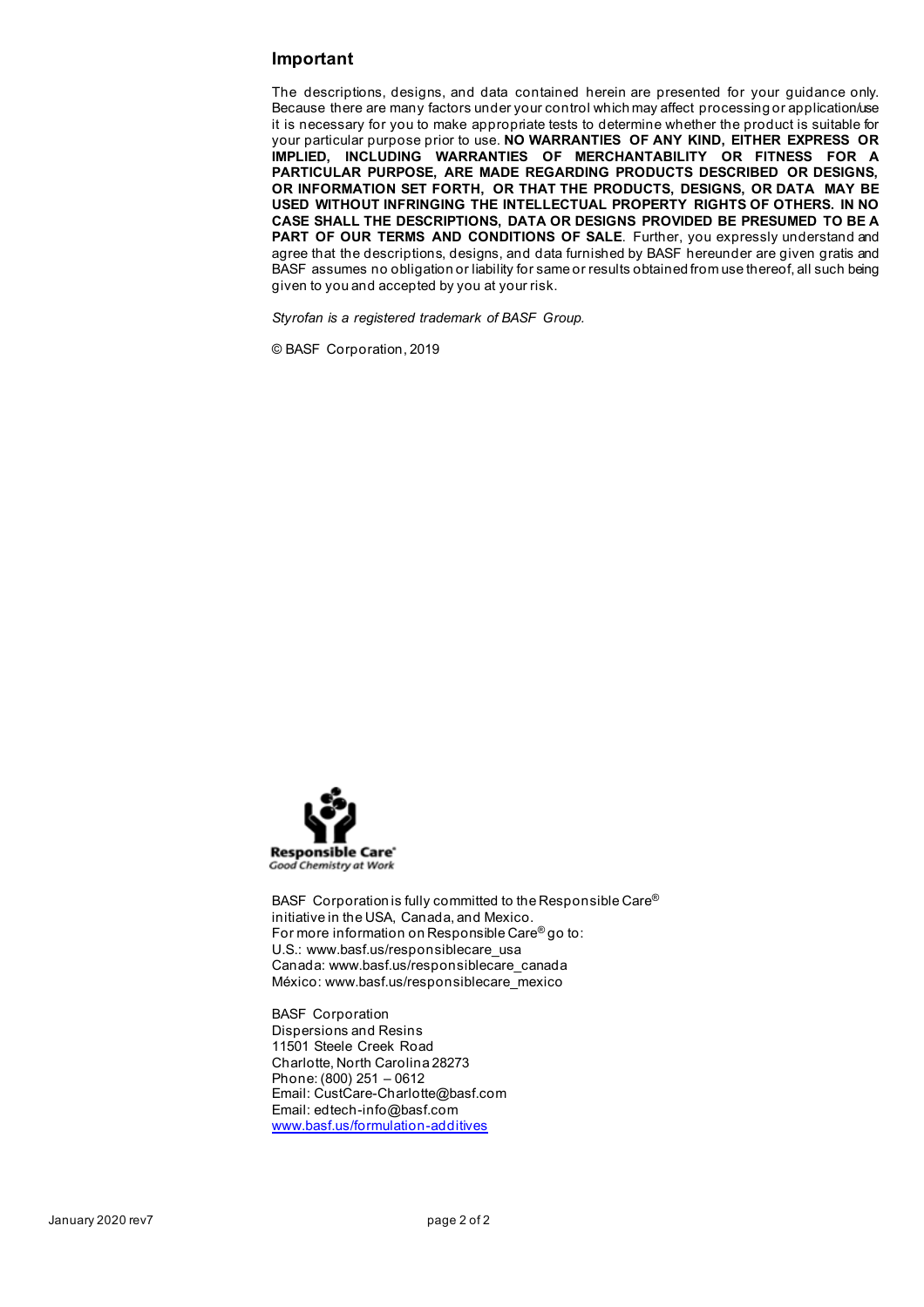## Important

The descriptions, designs, and data contained herein are presented for your guidance only. Because there are many factors under your control which may affect processing or application/use it is necessary for you to make appropriate tests to determine whether the product is suitable for your particular purpose prior to use. **NO WARRANTIES OF ANY KIND, EITHER EXPRESS OR IMPLIED, INCLUDING WARRANTIES OF MERCHANTABILITY OR FITNESS FOR A PARTICULAR PURPOSE, ARE MADE REGARDING PRODUCTS DESCRIBED OR DESIGNS, OR INFORMATION SET FORTH, OR THAT THE PRODUCTS, DESIGNS, OR DATA MAY BE USED WITHOUT INFRINGING THE INTELLECTUAL PROPERTY RIGHTS OF OTHERS. IN NO CASE SHALL THE DESCRIPTIONS, DATA OR DESIGNS PROVIDED BE PRESUMED TO BE A PART OF OUR TERMS AND CONDITIONS OF SALE**. Further, you expressly understand and agree that the descriptions, designs, and data furnished by BASF hereunder are given gratis and BASF assumes no obligation or liability for same or results obtained from use thereof, all such being given to you and accepted by you at your risk.

*Styrofan is a registered trademark of BASF Group.*

© BASF Corporation, 2019

Responsible Care®
*Good Chemistry at Work*

BASF Corporation is fully committed to the Responsible Care® initiative in the USA, Canada, and Mexico.
For more information on Responsible Care® go to:
U.S.: www.basf.us/responsiblecare_usa
Canada: www.basf.us/responsiblecare_canada
México: www.basf.us/responsiblecare_mexico

BASF Corporation
Dispersions and Resins
11501 Steele Creek Road
Charlotte, North Carolina 28273
Phone: (800) 251 – 0612
Email: CustCare-Charlotte@basf.com
Email: edtech-info@basf.com
www.basf.us/formulation-additives

January 2020 rev7